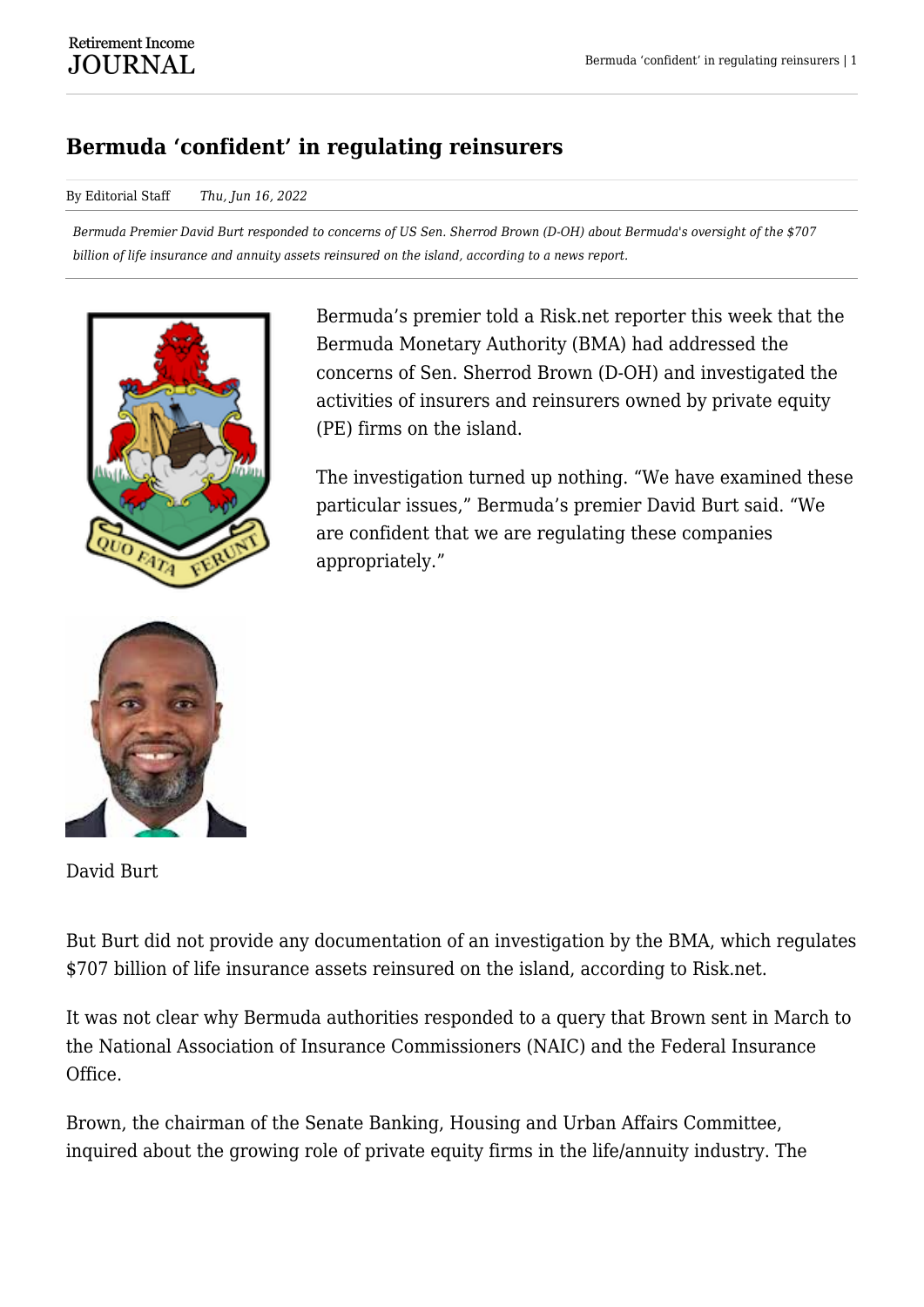# Bermuda 'confident' in regulating reinsurers

By Editorial Staff *Thu, Jun 16, 2022*

*Bermuda Premier David Burt responded to concerns of US Sen. Sherrod Brown (D-OH) about Bermuda's oversight of the $707 billion of life insurance and annuity assets reinsured on the island, according to a news report.*

Bermuda's premier told a Risk.net reporter this week that the Bermuda Monetary Authority (BMA) had addressed the concerns of Sen. Sherrod Brown (D-OH) and investigated the activities of insurers and reinsurers owned by private equity (PE) firms on the island.

The investigation turned up nothing. "We have examined these particular issues," Bermuda's premier David Burt said. "We are confident that we are regulating these companies appropriately."

David Burt

But Burt did not provide any documentation of an investigation by the BMA, which regulates $707 billion of life insurance assets reinsured on the island, according to Risk.net.

It was not clear why Bermuda authorities responded to a query that Brown sent in March to the National Association of Insurance Commissioners (NAIC) and the Federal Insurance Office.

Brown, the chairman of the Senate Banking, Housing and Urban Affairs Committee, inquired about the growing role of private equity firms in the life/annuity industry. The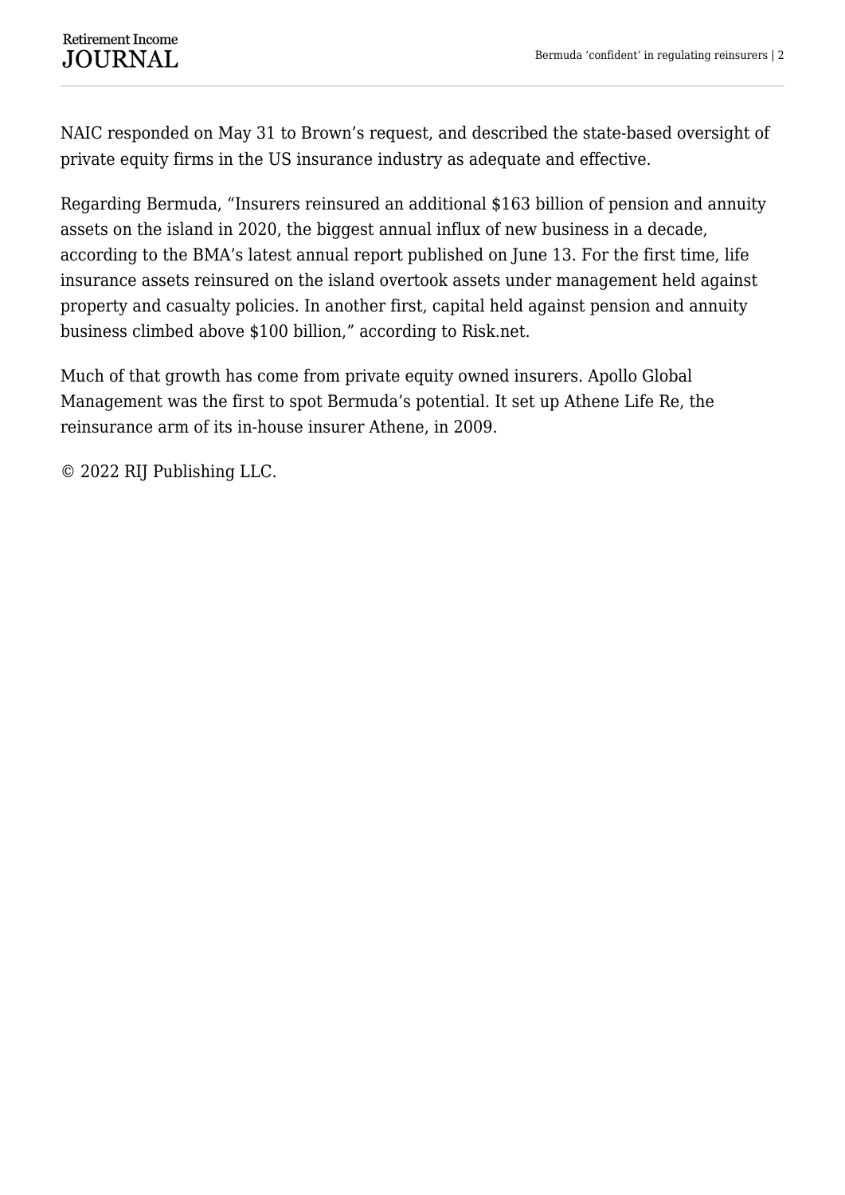NAIC responded on May 31 to Brown's request, and described the state-based oversight of private equity firms in the US insurance industry as adequate and effective.

Regarding Bermuda, "Insurers reinsured an additional $163 billion of pension and annuity assets on the island in 2020, the biggest annual influx of new business in a decade, according to the BMA's latest annual report published on June 13. For the first time, life insurance assets reinsured on the island overtook assets under management held against property and casualty policies. In another first, capital held against pension and annuity business climbed above $100 billion," according to Risk.net.

Much of that growth has come from private equity owned insurers. Apollo Global Management was the first to spot Bermuda's potential. It set up Athene Life Re, the reinsurance arm of its in-house insurer Athene, in 2009.

© 2022 RIJ Publishing LLC.